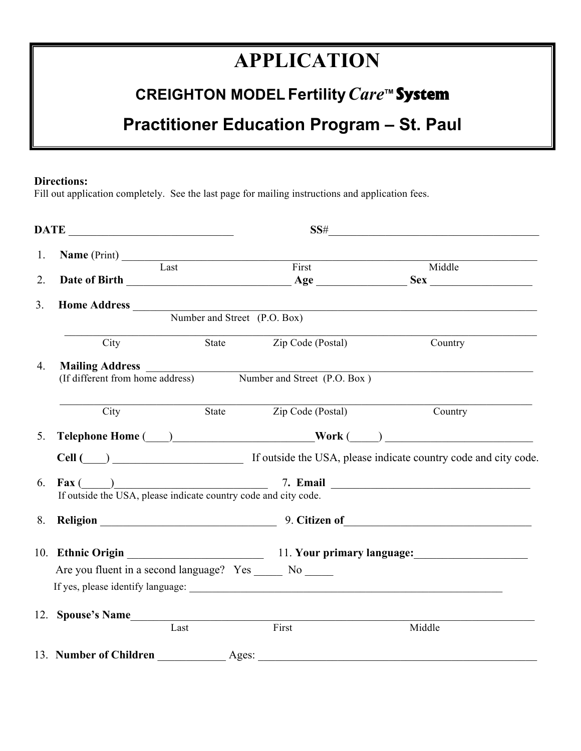# APPLICATION

## CREIGHTON MODEL Fertility*Care*™ System

## Practitioner Education Program – St. Paul

**Directions:**
Fill out application completely. See the last page for mailing instructions and application fees.

**DATE** ______________________________ **SS#**_______________________________________

1. **Name** (Print) ___________________________________________________________________________
   Last First Middle
2. **Date of Birth** _____________________________ **Age** ________________ **Sex** __________________
3. **Home Address** ___________________________________________________________________________
   Number and Street (P.O. Box)
   ___________________________________________________________________________
   City State Zip Code (Postal) Country
4. **Mailing Address** _________________________________________________________________________
   (If different from home address) Number and Street (P.O. Box )
   ___________________________________________________________________________
   City State Zip Code (Postal) Country
5. **Telephone Home** (____)________________________**Work** (_____) _________________________
   **Cell (**____) _______________________ If outside the USA, please indicate country code and city code.
6. **Fax** (_____)___________________________ 7. **Email** ___________________________________
   If outside the USA, please indicate country code and city code.
8. **Religion** _______________________________ 9. **Citizen of**_________________________________
10. **Ethnic Origin** _______________________ 11. **Your primary language:**____________________
    Are you fluent in a second language? Yes _____ No _____
    If yes, please identify language: ____________________________________________________________
12. **Spouse's Name**__________________________________________________________________________
    Last First Middle
13. **Number of Children** ____________ Ages: ___________________________________________________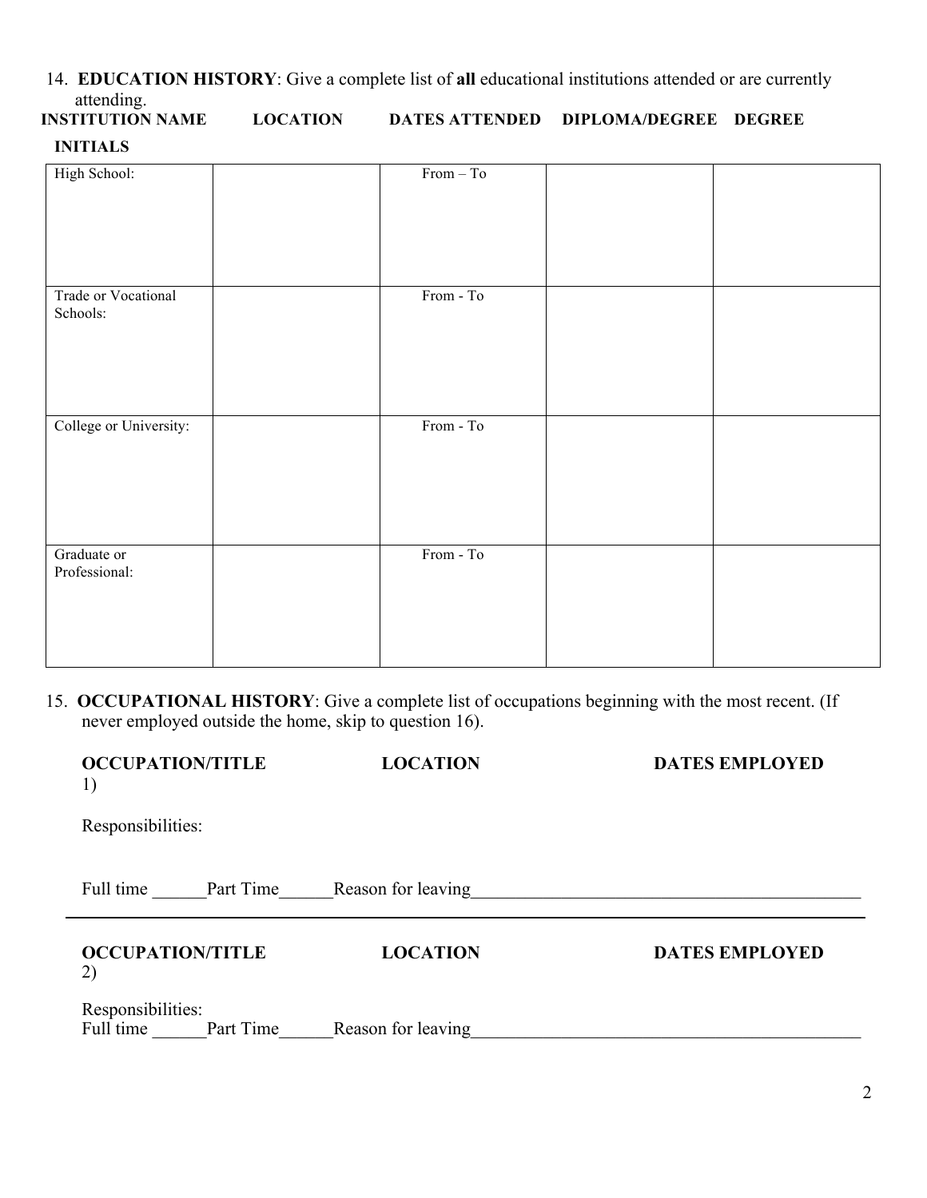14. **EDUCATION HISTORY**: Give a complete list of **all** educational institutions attended or are currently attending.

| INSTITUTION NAME | LOCATION | DATES ATTENDED | DIPLOMA/DEGREE | DEGREE INITIALS |
|---|---|---|---|---|
| High School: | | From – To | | |
| Trade or Vocational Schools: | | From - To | | |
| College or University: | | From - To | | |
| Graduate or Professional: | | From - To | | |

15. **OCCUPATIONAL HISTORY**: Give a complete list of occupations beginning with the most recent. (If never employed outside the home, skip to question 16).

**OCCUPATIONAL/TITLE** **LOCATION** **DATES EMPLOYED**

1)

Responsibilities:

Full time ______Part Time______Reason for leaving___________________________________________

---

**OCCUPATION/TITLE** **LOCATION** **DATES EMPLOYED**

2)

Responsibilities:

Full time ______Part Time______Reason for leaving___________________________________________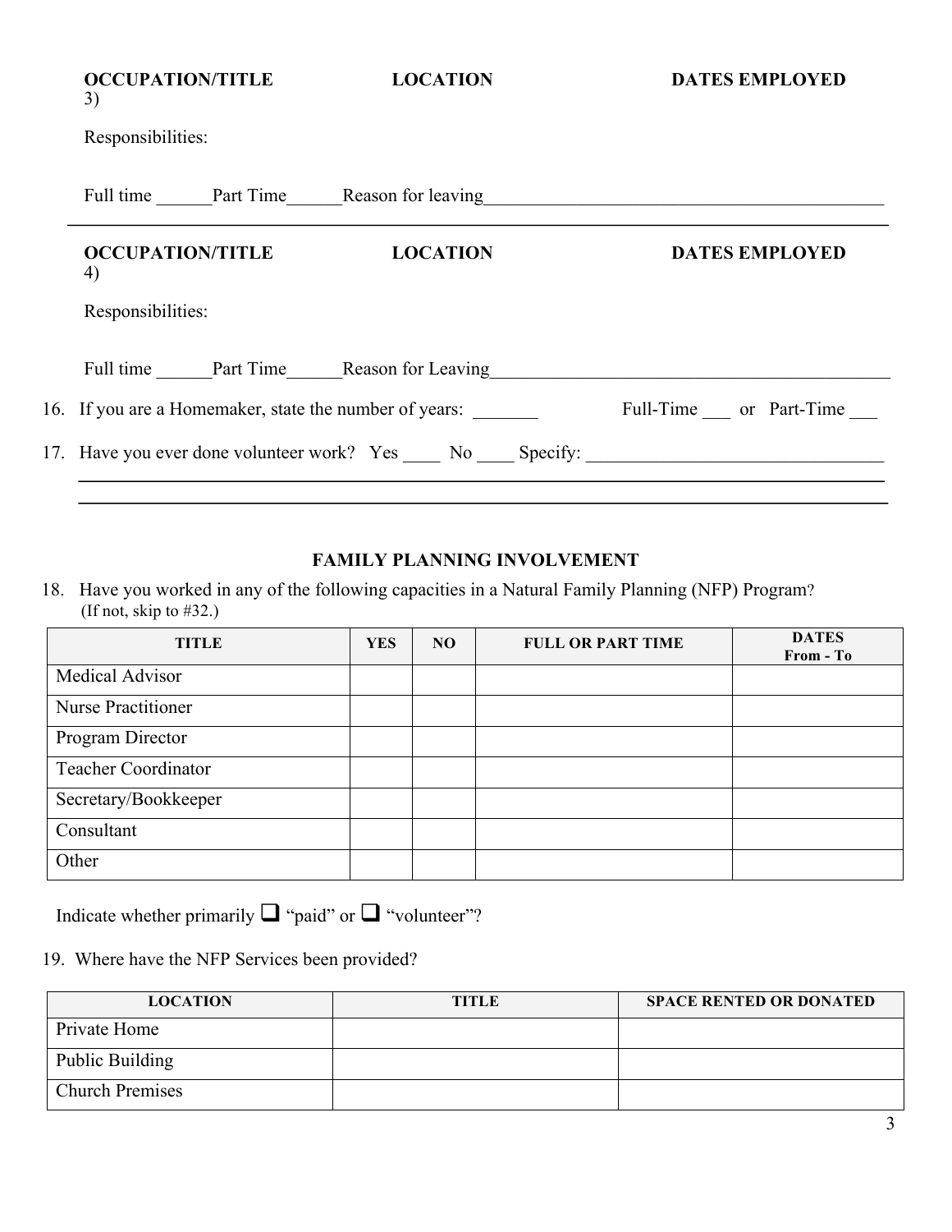**OCCUPATION/TITLE** **LOCATION** **DATES EMPLOYED**

3)

Responsibilities:

Full time ______Part Time______Reason for leaving_____________________________________________

---

**OCCUPATION/TITLE** **LOCATION** **DATES EMPLOYED**

4)

Responsibilities:

Full time ______Part Time______Reason for Leaving_____________________________________________

16. If you are a Homemaker, state the number of years: _______ Full-Time ___ or Part-Time ___

17. Have you ever done volunteer work? Yes ____ No ____ Specify: ________________________________

______________________________________________________________________________

______________________________________________________________________________

## FAMILY PLANNING INVOLVEMENT

18. Have you worked in any of the following capacities in a Natural Family Planning (NFP) Program? (If not, skip to #32.)

| TITLE | YES | NO | FULL OR PART TIME | DATES From - To |
|---|---|---|---|---|
| Medical Advisor | | | | |
| Nurse Practitioner | | | | |
| Program Director | | | | |
| Teacher Coordinator | | | | |
| Secretary/Bookkeeper | | | | |
| Consultant | | | | |
| Other | | | | |

Indicate whether primarily ☐ "paid" or ☐ "volunteer"?

19. Where have the NFP Services been provided?

| LOCATION | TITLE | SPACE RENTED OR DONATED |
|---|---|---|
| Private Home | | |
| Public Building | | |
| Church Premises | | |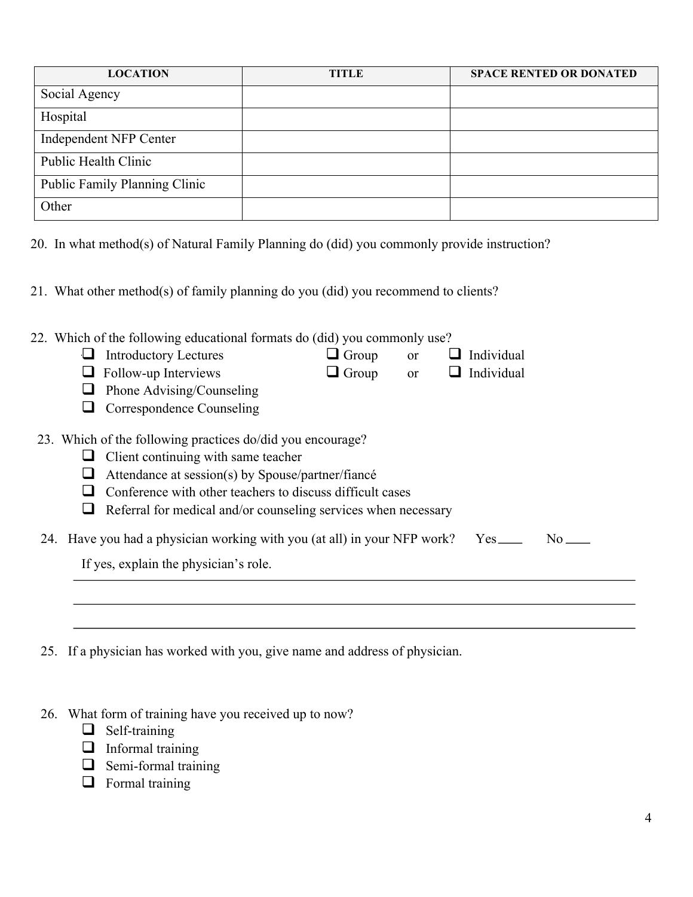| LOCATION | TITLE | SPACE RENTED OR DONATED |
|---|---|---|
| Social Agency | | |
| Hospital | | |
| Independent NFP Center | | |
| Public Health Clinic | | |
| Public Family Planning Clinic | | |
| Other | | |

20. In what method(s) of Natural Family Planning do (did) you commonly provide instruction?

21. What other method(s) of family planning do you (did) you recommend to clients?

22. Which of the following educational formats do (did) you commonly use?
    - ☐ Introductory Lectures ☐ Group or ☐ Individual
    - ☐ Follow-up Interviews ☐ Group or ☐ Individual
    - ☐ Phone Advising/Counseling
    - ☐ Correspondence Counseling

23. Which of the following practices do/did you encourage?
    - ☐ Client continuing with same teacher
    - ☐ Attendance at session(s) by Spouse/partner/fiancé
    - ☐ Conference with other teachers to discuss difficult cases
    - ☐ Referral for medical and/or counseling services when necessary

24. Have you had a physician working with you (at all) in your NFP work? Yes____ No____

    If yes, explain the physician's role.

    ______________________________________________________________________________

    ______________________________________________________________________________

    ______________________________________________________________________________

25. If a physician has worked with you, give name and address of physician.

26. What form of training have you received up to now?
    - ☐ Self-training
    - ☐ Informal training
    - ☐ Semi-formal training
    - ☐ Formal training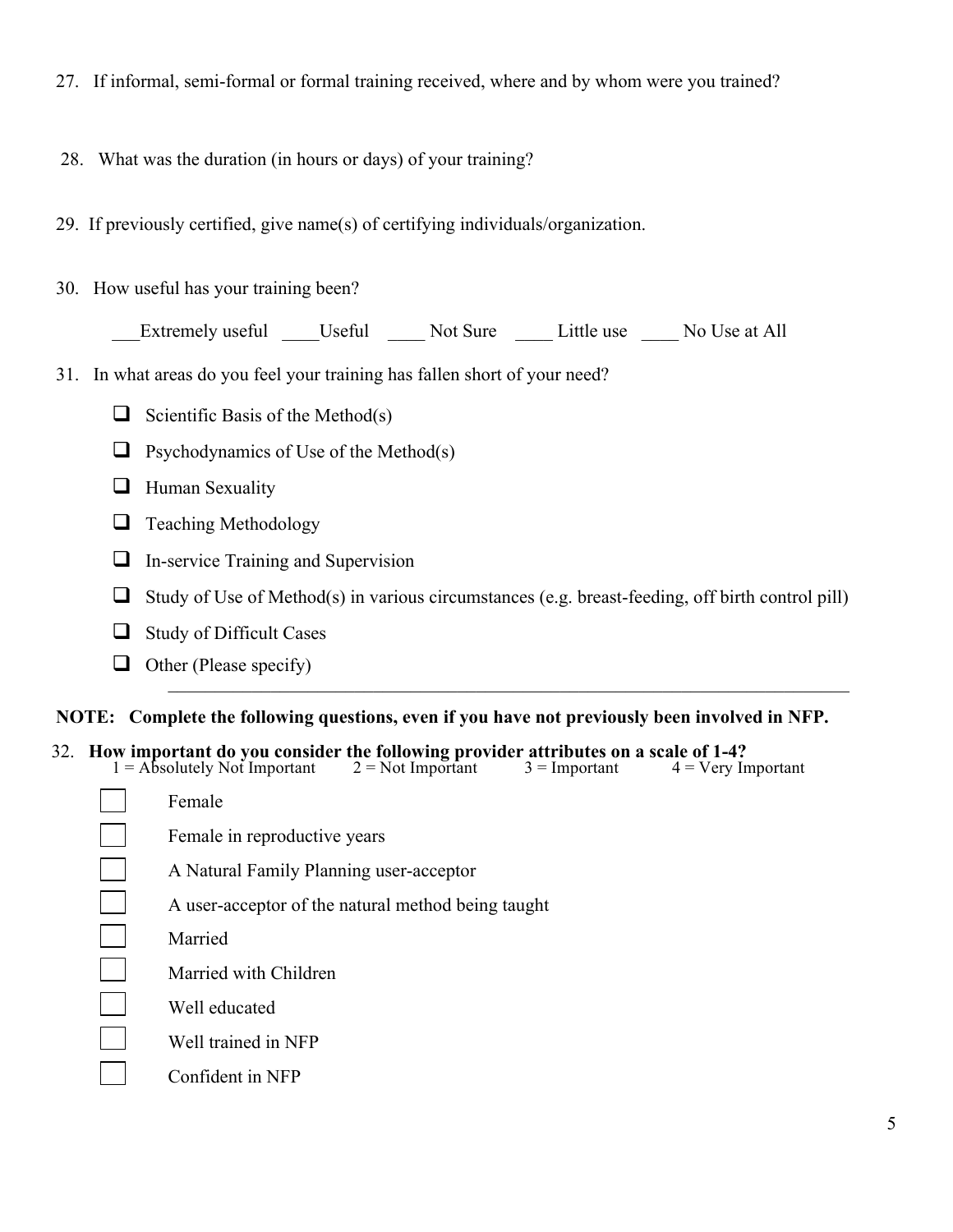27. If informal, semi-formal or formal training received, where and by whom were you trained?

28. What was the duration (in hours or days) of your training?

29. If previously certified, give name(s) of certifying individuals/organization.

30. How useful has your training been?

    ___Extremely useful ____Useful ____ Not Sure ____ Little use ____ No Use at All

31. In what areas do you feel your training has fallen short of your need?

    - [ ] Scientific Basis of the Method(s)
    - [ ] Psychodynamics of Use of the Method(s)
    - [ ] Human Sexuality
    - [ ] Teaching Methodology
    - [ ] In-service Training and Supervision
    - [ ] Study of Use of Method(s) in various circumstances (e.g. breast-feeding, off birth control pill)
    - [ ] Study of Difficult Cases
    - [ ] Other (Please specify) ________________________________________

**NOTE: Complete the following questions, even if you have not previously been involved in NFP.**

32. **How important do you consider the following provider attributes on a scale of 1-4?**
    1 = Absolutely Not Important    2 = Not Important    3 = Important    4 = Very Important

    - [ ] Female
    - [ ] Female in reproductive years
    - [ ] A Natural Family Planning user-acceptor
    - [ ] A user-acceptor of the natural method being taught
    - [ ] Married
    - [ ] Married with Children
    - [ ] Well educated
    - [ ] Well trained in NFP
    - [ ] Confident in NFP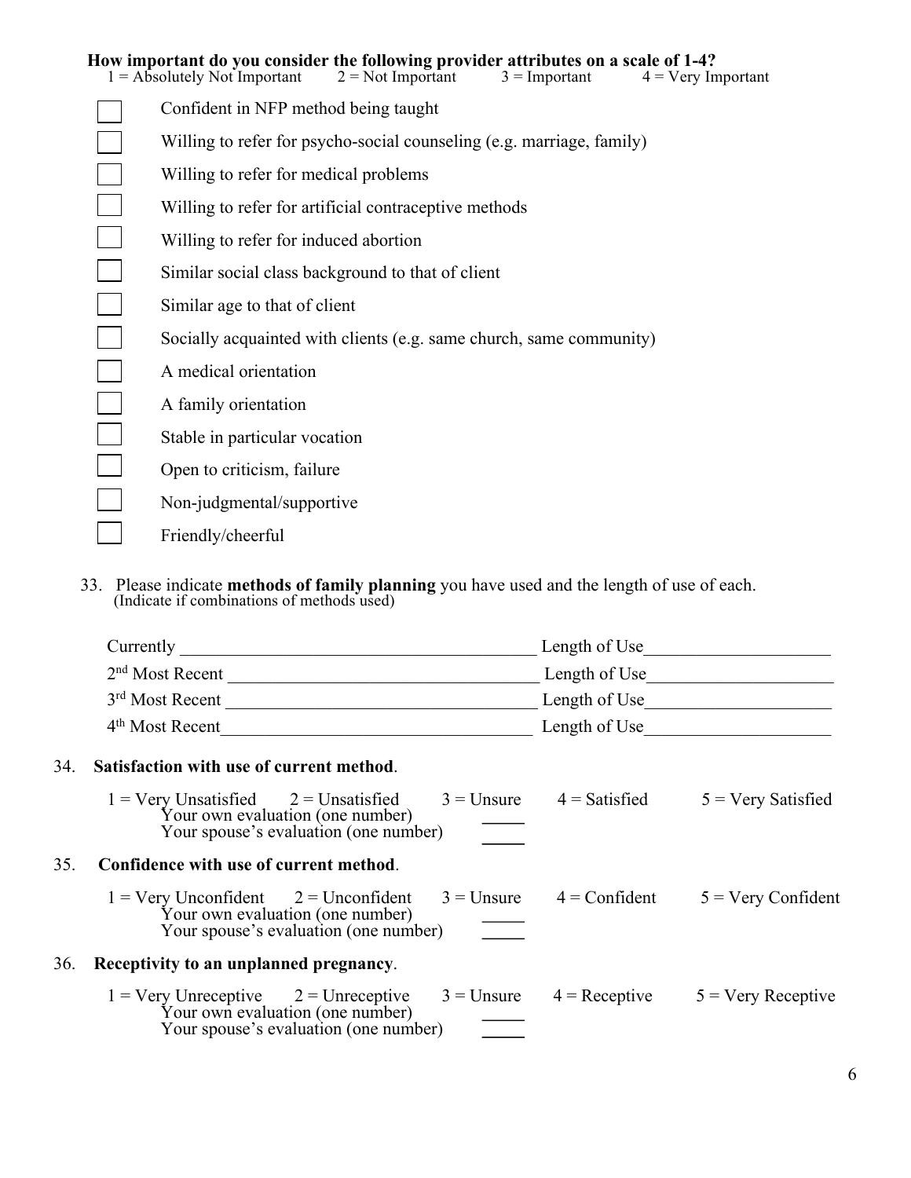**How important do you consider the following provider attributes on a scale of 1-4?**
1 = Absolutely Not Important 2 = Not Important 3 = Important 4 = Very Important

- [ ] Confident in NFP method being taught
- [ ] Willing to refer for psycho-social counseling (e.g. marriage, family)
- [ ] Willing to refer for medical problems
- [ ] Willing to refer for artificial contraceptive methods
- [ ] Willing to refer for induced abortion
- [ ] Similar social class background to that of client
- [ ] Similar age to that of client
- [ ] Socially acquainted with clients (e.g. same church, same community)
- [ ] A medical orientation
- [ ] A family orientation
- [ ] Stable in particular vocation
- [ ] Open to criticism, failure
- [ ] Non-judgmental/supportive
- [ ] Friendly/cheerful

33. Please indicate **methods of family planning** you have used and the length of use of each.
(Indicate if combinations of methods used)

Currently ________________________________________ Length of Use____________________

2nd Most Recent __________________________________ Length of Use____________________

3rd Most Recent __________________________________ Length of Use____________________

4th Most Recent__________________________________ Length of Use____________________

34. **Satisfaction with use of current method**.

1 = Very Unsatisfied 2 = Unsatisfied 3 = Unsure 4 = Satisfied 5 = Very Satisfied

Your own evaluation (one number) _____

Your spouse's evaluation (one number) _____

35. **Confidence with use of current method**.

1 = Very Unconfident 2 = Unconfident 3 = Unsure 4 = Confident 5 = Very Confident

Your own evaluation (one number) _____

Your spouse's evaluation (one number) _____

36. **Receptivity to an unplanned pregnancy**.

1 = Very Unreceptive 2 = Unreceptive 3 = Unsure 4 = Receptive 5 = Very Receptive

Your own evaluation (one number) _____

Your spouse's evaluation (one number) _____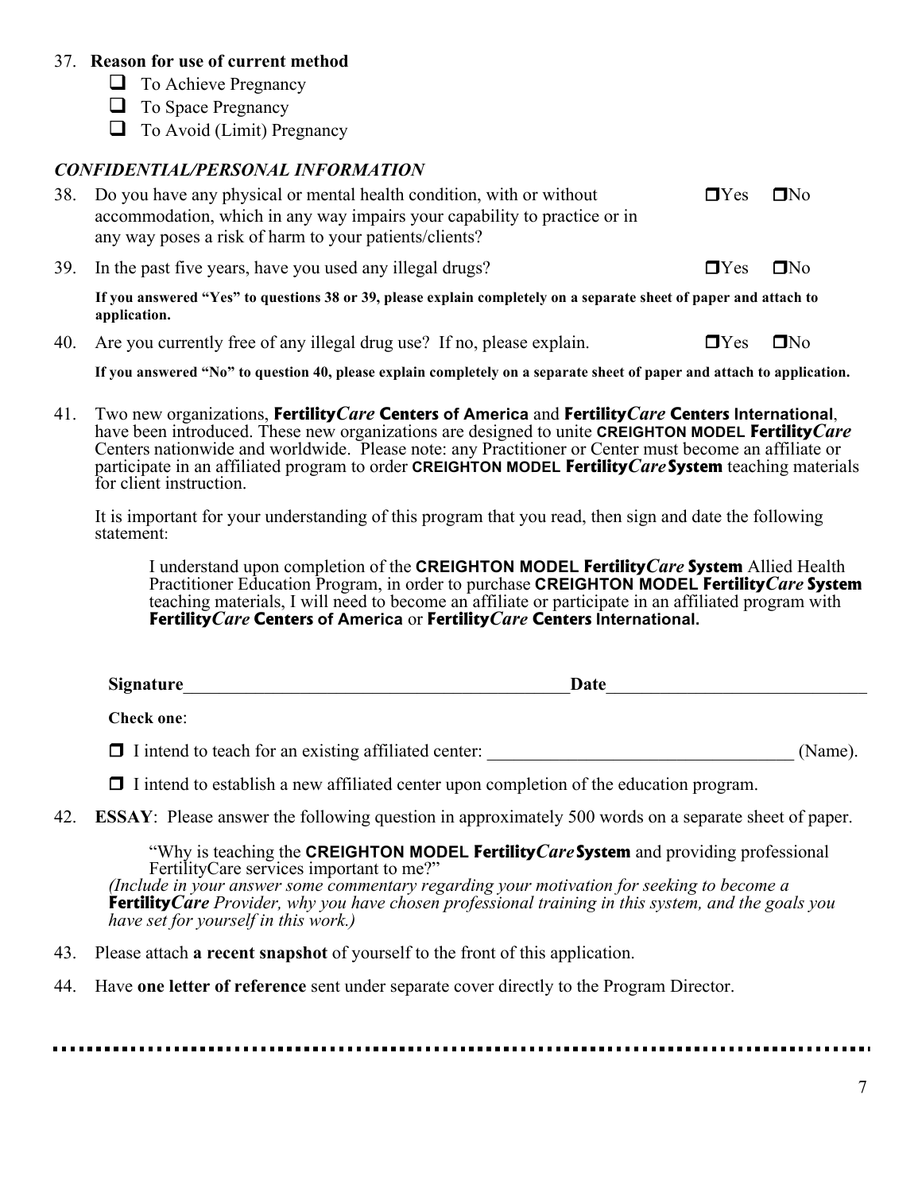37. **Reason for use of current method**
    - ☐ To Achieve Pregnancy
    - ☐ To Space Pregnancy
    - ☐ To Avoid (Limit) Pregnancy

***CONFIDENTIAL/PERSONAL INFORMATION***

38. Do you have any physical or mental health condition, with or without accommodation, which in any way impairs your capability to practice or in any way poses a risk of harm to your patients/clients? ☐Yes ☐No

39. In the past five years, have you used any illegal drugs? ☐Yes ☐No

    **If you answered "Yes" to questions 38 or 39, please explain completely on a separate sheet of paper and attach to application.**

40. Are you currently free of any illegal drug use? If no, please explain. ☐Yes ☐No

    **If you answered "No" to question 40, please explain completely on a separate sheet of paper and attach to application.**

41. Two new organizations, **Fertility*Care* Centers of America** and **Fertility*Care* Centers International**, have been introduced. These new organizations are designed to unite **CREIGHTON MODEL Fertility*Care*** Centers nationwide and worldwide. Please note: any Practitioner or Center must become an affiliate or participate in an affiliated program to order **CREIGHTON MODEL Fertility*Care* System** teaching materials for client instruction.

    It is important for your understanding of this program that you read, then sign and date the following statement:

    > I understand upon completion of the **CREIGHTON MODEL Fertility*Care* System** Allied Health Practitioner Education Program, in order to purchase **CREIGHTON MODEL Fertility*Care* System** teaching materials, I will need to become an affiliate or participate in an affiliated program with **Fertility*Care* Centers of America** or **Fertility*Care* Centers International.**

    **Signature**_____________________________________________ **Date**_____________________________

    **Check one**:

    ☐ I intend to teach for an existing affiliated center: __________________________________ (Name).

    ☐ I intend to establish a new affiliated center upon completion of the education program.

42. **ESSAY**: Please answer the following question in approximately 500 words on a separate sheet of paper.

    > "Why is teaching the **CREIGHTON MODEL Fertility*Care* System** and providing professional FertilityCare services important to me?"

    *(Include in your answer some commentary regarding your motivation for seeking to become a* ***Fertility*Care** *Provider, why you have chosen professional training in this system, and the goals you have set for yourself in this work.)*

43. Please attach **a recent snapshot** of yourself to the front of this application.

44. Have **one letter of reference** sent under separate cover directly to the Program Director.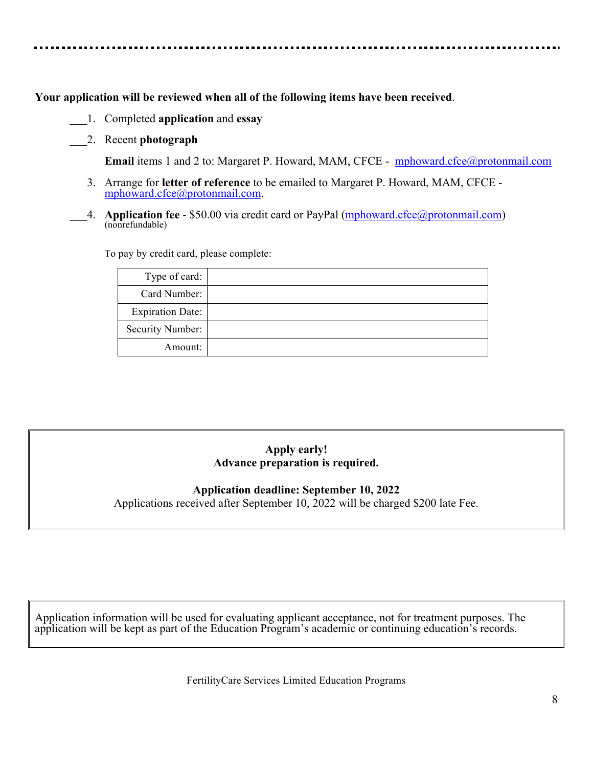**Your application will be reviewed when all of the following items have been received**.

___1. Completed **application** and **essay**

___2. Recent **photograph**

**Email** items 1 and 2 to: Margaret P. Howard, MAM, CFCE - mphoward.cfce@protonmail.com

3. Arrange for **letter of reference** to be emailed to Margaret P. Howard, MAM, CFCE - mphoward.cfce@protonmail.com.

___4. **Application fee** - $50.00 via credit card or PayPal (mphoward.cfce@protonmail.com) (nonrefundable)

To pay by credit card, please complete:

| | |
|---|---|
| Type of card: | |
| Card Number: | |
| Expiration Date: | |
| Security Number: | |
| Amount: | |

**Apply early!**
**Advance preparation is required.**

**Application deadline: September 10, 2022**
Applications received after September 10, 2022 will be charged $200 late Fee.

Application information will be used for evaluating applicant acceptance, not for treatment purposes. The application will be kept as part of the Education Program's academic or continuing education's records.

FertilityCare Services Limited Education Programs